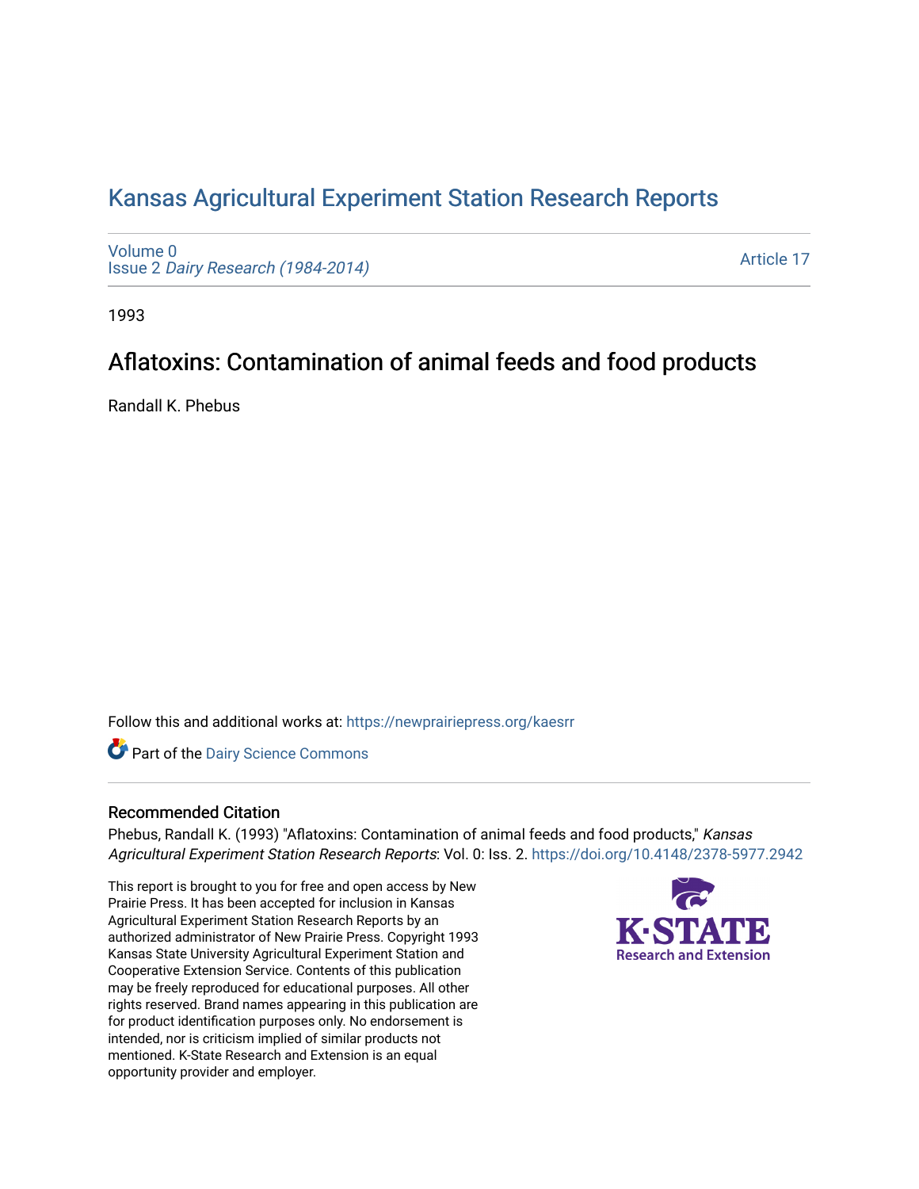# Kansas Agricultural Experiment Station Research Reports

Volume 0
Issue 2 *Dairy Research (1984-2014)*

Article 17

1993

## Aflatoxins: Contamination of animal feeds and food products

Randall K. Phebus

Follow this and additional works at: https://newprairiepress.org/kaesrr

Part of the Dairy Science Commons

### Recommended Citation

Phebus, Randall K. (1993) "Aflatoxins: Contamination of animal feeds and food products," *Kansas Agricultural Experiment Station Research Reports*: Vol. 0: Iss. 2. https://doi.org/10.4148/2378-5977.2942

This report is brought to you for free and open access by New Prairie Press. It has been accepted for inclusion in Kansas Agricultural Experiment Station Research Reports by an authorized administrator of New Prairie Press. Copyright 1993 Kansas State University Agricultural Experiment Station and Cooperative Extension Service. Contents of this publication may be freely reproduced for educational purposes. All other rights reserved. Brand names appearing in this publication are for product identification purposes only. No endorsement is intended, nor is criticism implied of similar products not mentioned. K-State Research and Extension is an equal opportunity provider and employer.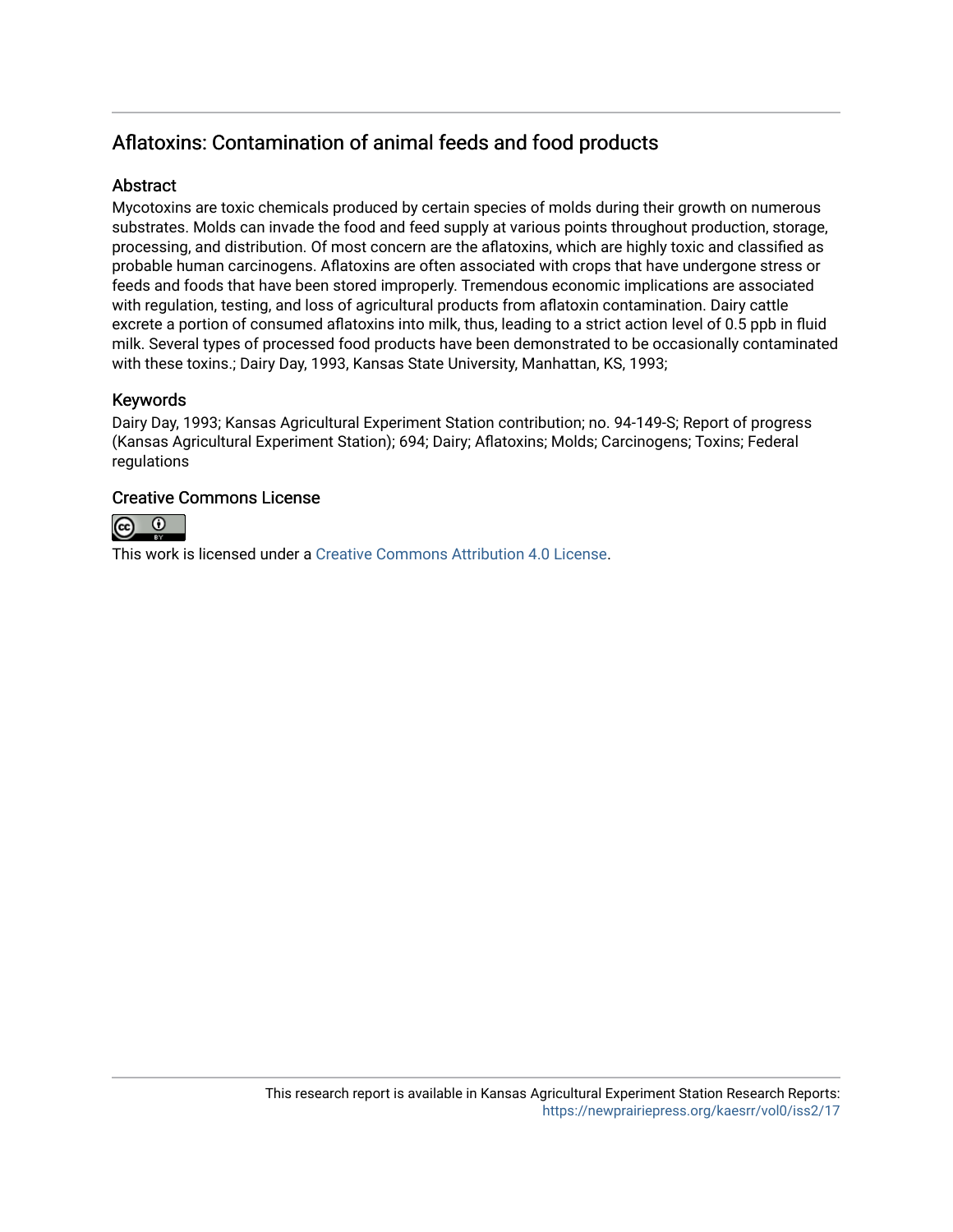## Aflatoxins: Contamination of animal feeds and food products

### Abstract

Mycotoxins are toxic chemicals produced by certain species of molds during their growth on numerous substrates. Molds can invade the food and feed supply at various points throughout production, storage, processing, and distribution. Of most concern are the aflatoxins, which are highly toxic and classified as probable human carcinogens. Aflatoxins are often associated with crops that have undergone stress or feeds and foods that have been stored improperly. Tremendous economic implications are associated with regulation, testing, and loss of agricultural products from aflatoxin contamination. Dairy cattle excrete a portion of consumed aflatoxins into milk, thus, leading to a strict action level of 0.5 ppb in fluid milk. Several types of processed food products have been demonstrated to be occasionally contaminated with these toxins.; Dairy Day, 1993, Kansas State University, Manhattan, KS, 1993;

### Keywords

Dairy Day, 1993; Kansas Agricultural Experiment Station contribution; no. 94-149-S; Report of progress (Kansas Agricultural Experiment Station); 694; Dairy; Aflatoxins; Molds; Carcinogens; Toxins; Federal regulations

### Creative Commons License

This work is licensed under a Creative Commons Attribution 4.0 License.

This research report is available in Kansas Agricultural Experiment Station Research Reports: https://newprairiepress.org/kaesrr/vol0/iss2/17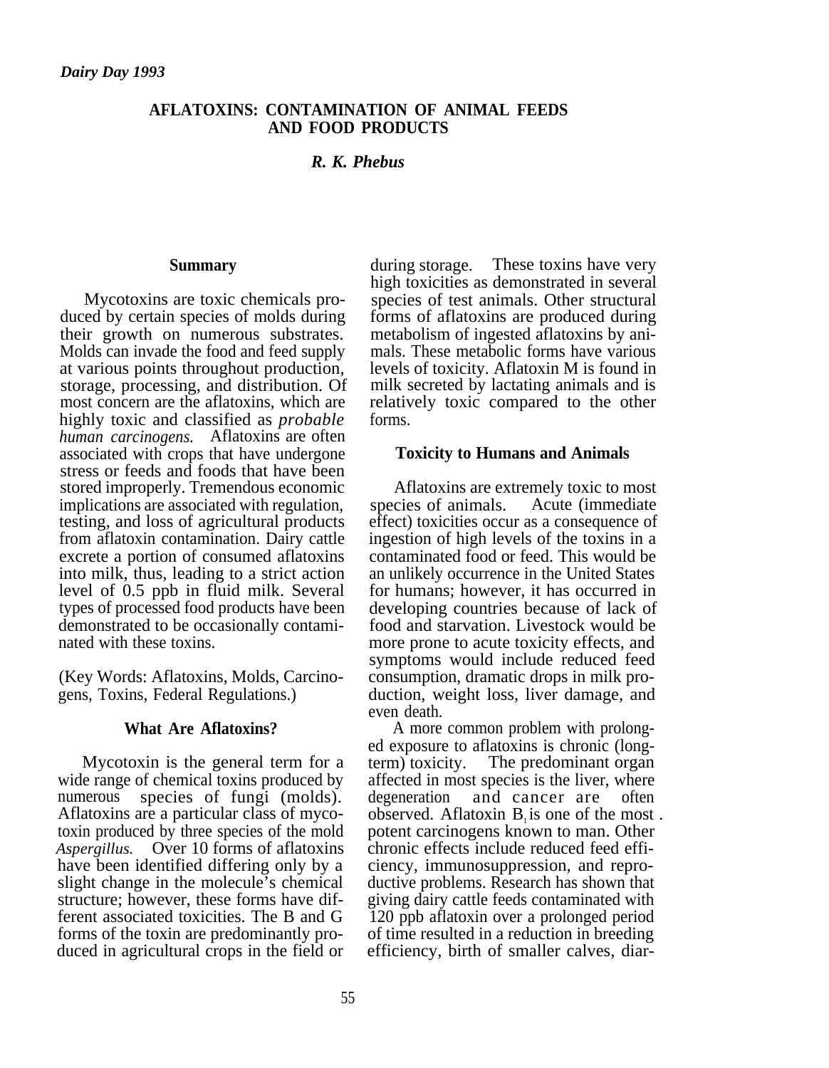*Dairy Day 1993*

# AFLATOXINS: CONTAMINATION OF ANIMAL FEEDS AND FOOD PRODUCTS

***R. K. Phebus***

## Summary

Mycotoxins are toxic chemicals produced by certain species of molds during their growth on numerous substrates. Molds can invade the food and feed supply at various points throughout production, storage, processing, and distribution. Of most concern are the aflatoxins, which are highly toxic and classified as *probable human carcinogens.* Aflatoxins are often associated with crops that have undergone stress or feeds and foods that have been stored improperly. Tremendous economic implications are associated with regulation, testing, and loss of agricultural products from aflatoxin contamination. Dairy cattle excrete a portion of consumed aflatoxins into milk, thus, leading to a strict action level of 0.5 ppb in fluid milk. Several types of processed food products have been demonstrated to be occasionally contaminated with these toxins.

(Key Words: Aflatoxins, Molds, Carcinogens, Toxins, Federal Regulations.)

## What Are Aflatoxins?

Mycotoxin is the general term for a wide range of chemical toxins produced by numerous species of fungi (molds). Aflatoxins are a particular class of mycotoxin produced by three species of the mold *Aspergillus.* Over 10 forms of aflatoxins have been identified differing only by a slight change in the molecule's chemical structure; however, these forms have different associated toxicities. The B and G forms of the toxin are predominantly produced in agricultural crops in the field or during storage. These toxins have very high toxicities as demonstrated in several species of test animals. Other structural forms of aflatoxins are produced during metabolism of ingested aflatoxins by animals. These metabolic forms have various levels of toxicity. Aflatoxin M is found in milk secreted by lactating animals and is relatively toxic compared to the other forms.

## Toxicity to Humans and Animals

Aflatoxins are extremely toxic to most species of animals. Acute (immediate effect) toxicities occur as a consequence of ingestion of high levels of the toxins in a contaminated food or feed. This would be an unlikely occurrence in the United States for humans; however, it has occurred in developing countries because of lack of food and starvation. Livestock would be more prone to acute toxicity effects, and symptoms would include reduced feed consumption, dramatic drops in milk production, weight loss, liver damage, and even death.

A more common problem with prolonged exposure to aflatoxins is chronic (long-term) toxicity. The predominant organ affected in most species is the liver, where degeneration and cancer are often observed. Aflatoxin $B_1$ is one of the most potent carcinogens known to man. Other chronic effects include reduced feed efficiency, immunosuppression, and reproductive problems. Research has shown that giving dairy cattle feeds contaminated with 120 ppb aflatoxin over a prolonged period of time resulted in a reduction in breeding efficiency, birth of smaller calves, diar-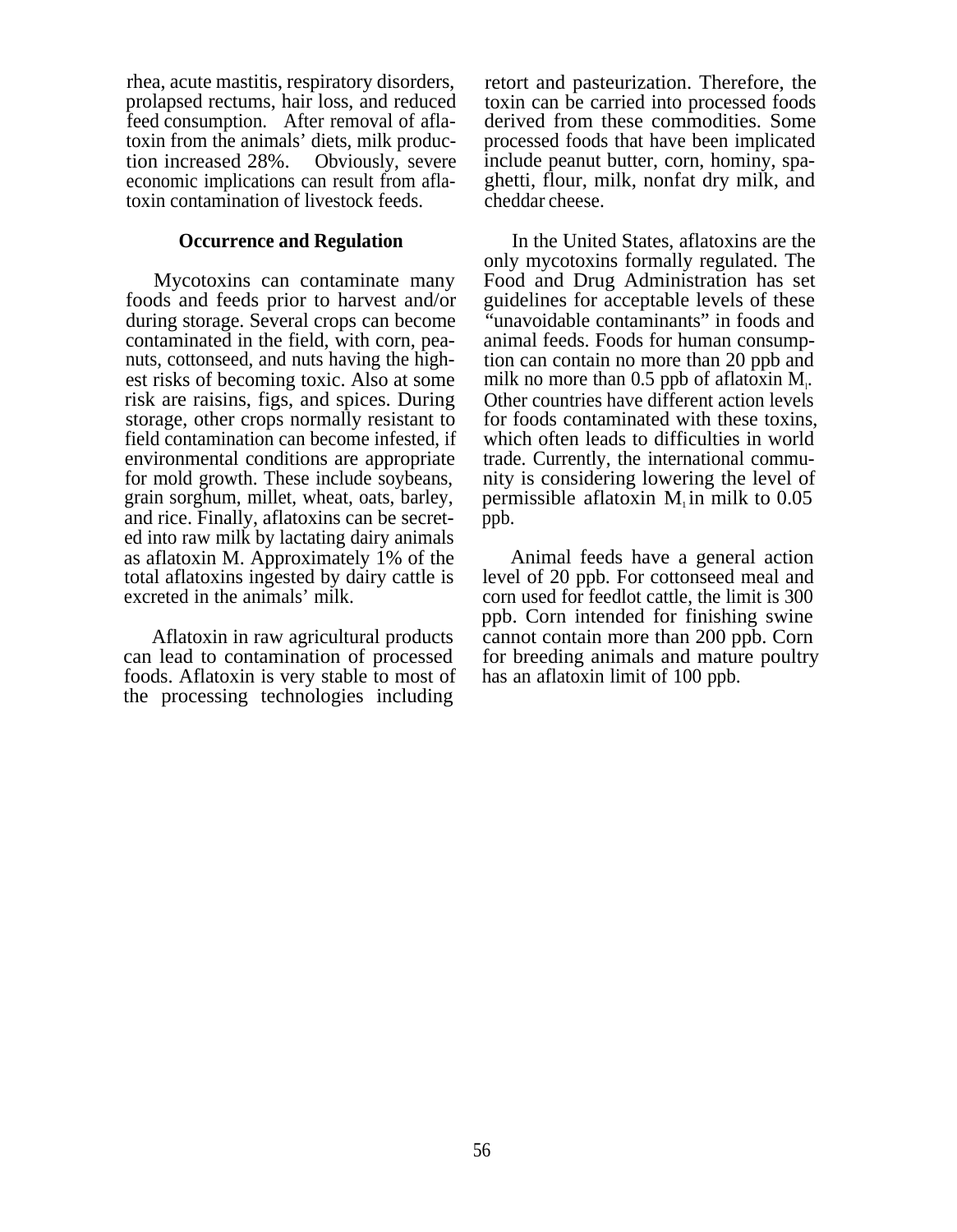rhea, acute mastitis, respiratory disorders, prolapsed rectums, hair loss, and reduced feed consumption. After removal of aflatoxin from the animals' diets, milk production increased 28%. Obviously, severe economic implications can result from aflatoxin contamination of livestock feeds.

### Occurrence and Regulation

Mycotoxins can contaminate many foods and feeds prior to harvest and/or during storage. Several crops can become contaminated in the field, with corn, peanuts, cottonseed, and nuts having the highest risks of becoming toxic. Also at some risk are raisins, figs, and spices. During storage, other crops normally resistant to field contamination can become infested, if environmental conditions are appropriate for mold growth. These include soybeans, grain sorghum, millet, wheat, oats, barley, and rice. Finally, aflatoxins can be secreted into raw milk by lactating dairy animals as aflatoxin M. Approximately 1% of the total aflatoxins ingested by dairy cattle is excreted in the animals' milk.

Aflatoxin in raw agricultural products can lead to contamination of processed foods. Aflatoxin is very stable to most of the processing technologies including retort and pasteurization. Therefore, the toxin can be carried into processed foods derived from these commodities. Some processed foods that have been implicated include peanut butter, corn, hominy, spaghetti, flour, milk, nonfat dry milk, and cheddar cheese.

In the United States, aflatoxins are the only mycotoxins formally regulated. The Food and Drug Administration has set guidelines for acceptable levels of these "unavoidable contaminants" in foods and animal feeds. Foods for human consumption can contain no more than 20 ppb and milk no more than 0.5 ppb of aflatoxin $M_1$. Other countries have different action levels for foods contaminated with these toxins, which often leads to difficulties in world trade. Currently, the international community is considering lowering the level of permissible aflatoxin $M_1$ in milk to 0.05 ppb.

Animal feeds have a general action level of 20 ppb. For cottonseed meal and corn used for feedlot cattle, the limit is 300 ppb. Corn intended for finishing swine cannot contain more than 200 ppb. Corn for breeding animals and mature poultry has an aflatoxin limit of 100 ppb.